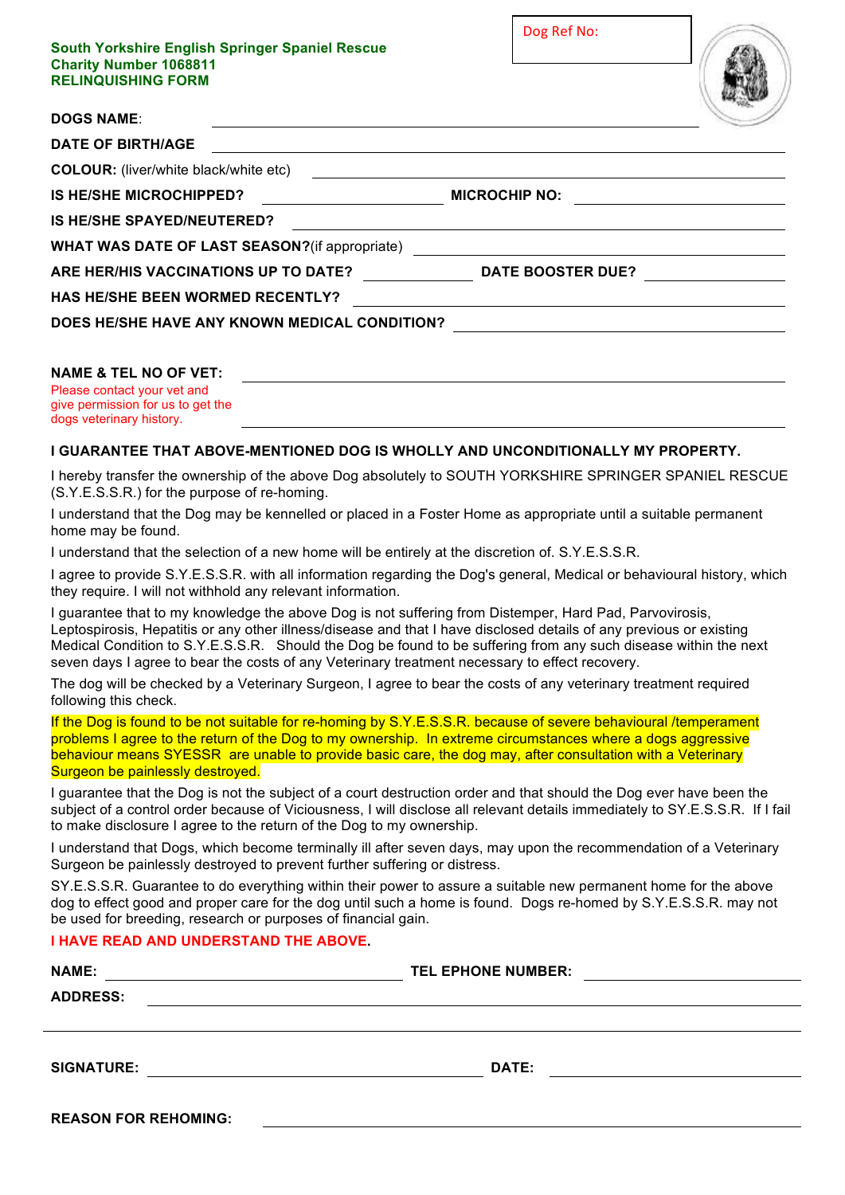**South Yorkshire English Springer Spaniel Rescue**
**Charity Number 1068811**
**RELINQUISHING FORM**

Dog Ref No:

**DOGS NAME**: \_\_\_\_\_\_\_\_\_\_\_\_\_\_\_\_\_\_\_\_

**DATE OF BIRTH/AGE** \_\_\_\_\_\_\_\_\_\_\_\_\_\_\_\_\_\_\_\_

**COLOUR:** (liver/white black/white etc) \_\_\_\_\_\_\_\_\_\_\_\_\_\_\_\_\_\_\_\_

**IS HE/SHE MICROCHIPPED?** \_\_\_\_\_\_\_\_\_\_ **MICROCHIP NO:** \_\_\_\_\_\_\_\_\_\_

**IS HE/SHE SPAYED/NEUTERED?** \_\_\_\_\_\_\_\_\_\_\_\_\_\_\_\_\_\_\_\_

**WHAT WAS DATE OF LAST SEASON?**(if appropriate) \_\_\_\_\_\_\_\_\_\_\_\_\_\_\_\_\_\_\_\_

**ARE HER/HIS VACCINATIONS UP TO DATE?** \_\_\_\_\_\_\_\_\_\_ **DATE BOOSTER DUE?** \_\_\_\_\_\_\_\_\_\_

**HAS HE/SHE BEEN WORMED RECENTLY?** \_\_\_\_\_\_\_\_\_\_\_\_\_\_\_\_\_\_\_\_

**DOES HE/SHE HAVE ANY KNOWN MEDICAL CONDITION?** \_\_\_\_\_\_\_\_\_\_\_\_\_\_\_\_\_\_\_\_

**NAME & TEL NO OF VET:** \_\_\_\_\_\_\_\_\_\_\_\_\_\_\_\_\_\_\_\_

Please contact your vet and give permission for us to get the dogs veterinary history. \_\_\_\_\_\_\_\_\_\_\_\_\_\_\_\_\_\_\_\_

**I GUARANTEE THAT ABOVE-MENTIONED DOG IS WHOLLY AND UNCONDITIONALLY MY PROPERTY.**

I hereby transfer the ownership of the above Dog absolutely to SOUTH YORKSHIRE SPRINGER SPANIEL RESCUE (S.Y.E.S.S.R.) for the purpose of re-homing.

I understand that the Dog may be kennelled or placed in a Foster Home as appropriate until a suitable permanent home may be found.

I understand that the selection of a new home will be entirely at the discretion of. S.Y.E.S.S.R.

I agree to provide S.Y.E.S.S.R. with all information regarding the Dog's general, Medical or behavioural history, which they require. I will not withhold any relevant information.

I guarantee that to my knowledge the above Dog is not suffering from Distemper, Hard Pad, Parvovirosis, Leptospirosis, Hepatitis or any other illness/disease and that I have disclosed details of any previous or existing Medical Condition to S.Y.E.S.S.R. Should the Dog be found to be suffering from any such disease within the next seven days I agree to bear the costs of any Veterinary treatment necessary to effect recovery.

The dog will be checked by a Veterinary Surgeon, I agree to bear the costs of any veterinary treatment required following this check.

If the Dog is found to be not suitable for re-homing by S.Y.E.S.S.R. because of severe behavioural /temperament problems I agree to the return of the Dog to my ownership. In extreme circumstances where a dogs aggressive behaviour means SYESSR are unable to provide basic care, the dog may, after consultation with a Veterinary Surgeon be painlessly destroyed.

I guarantee that the Dog is not the subject of a court destruction order and that should the Dog ever have been the subject of a control order because of Viciousness, I will disclose all relevant details immediately to SY.E.S.S.R. If I fail to make disclosure I agree to the return of the Dog to my ownership.

I understand that Dogs, which become terminally ill after seven days, may upon the recommendation of a Veterinary Surgeon be painlessly destroyed to prevent further suffering or distress.

SY.E.S.S.R. Guarantee to do everything within their power to assure a suitable new permanent home for the above dog to effect good and proper care for the dog until such a home is found. Dogs re-homed by S.Y.E.S.S.R. may not be used for breeding, research or purposes of financial gain.

**I HAVE READ AND UNDERSTAND THE ABOVE.**

**NAME:** \_\_\_\_\_\_\_\_\_\_\_\_\_\_\_\_\_\_\_\_ **TEL EPHONE NUMBER:** \_\_\_\_\_\_\_\_\_\_\_\_\_\_\_\_\_\_\_\_

**ADDRESS:** \_\_\_\_\_\_\_\_\_\_\_\_\_\_\_\_\_\_\_\_

\_\_\_\_\_\_\_\_\_\_\_\_\_\_\_\_\_\_\_\_

**SIGNATURE:** \_\_\_\_\_\_\_\_\_\_\_\_\_\_\_\_\_\_\_\_ **DATE:** \_\_\_\_\_\_\_\_\_\_\_\_\_\_\_\_\_\_\_\_

**REASON FOR REHOMING:** \_\_\_\_\_\_\_\_\_\_\_\_\_\_\_\_\_\_\_\_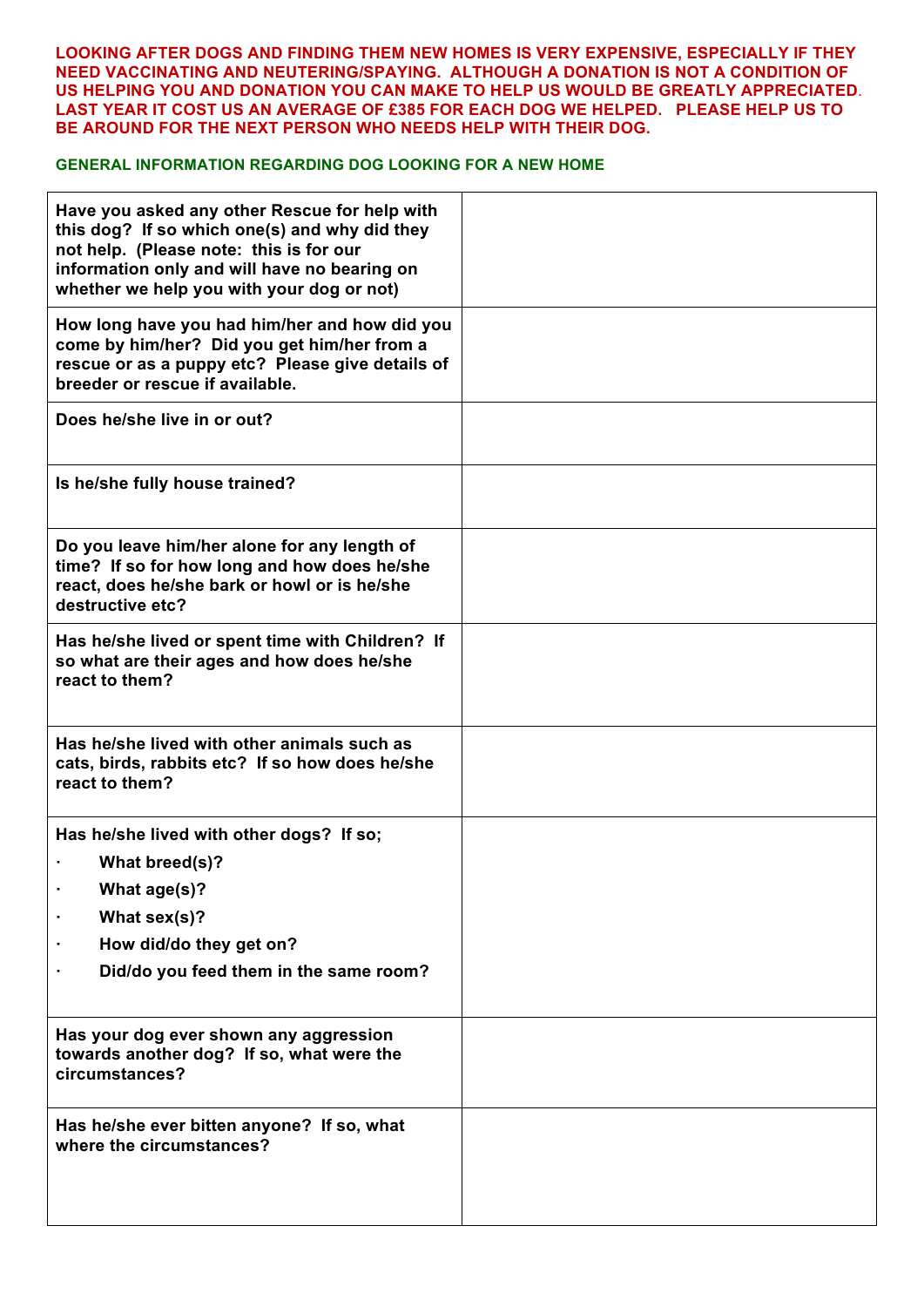**LOOKING AFTER DOGS AND FINDING THEM NEW HOMES IS VERY EXPENSIVE, ESPECIALLY IF THEY NEED VACCINATING AND NEUTERING/SPAYING. ALTHOUGH A DONATION IS NOT A CONDITION OF US HELPING YOU AND DONATION YOU CAN MAKE TO HELP US WOULD BE GREATLY APPRECIATED. LAST YEAR IT COST US AN AVERAGE OF £385 FOR EACH DOG WE HELPED. PLEASE HELP US TO BE AROUND FOR THE NEXT PERSON WHO NEEDS HELP WITH THEIR DOG.**

**GENERAL INFORMATION REGARDING DOG LOOKING FOR A NEW HOME**

| | |
|---|---|
| **Have you asked any other Rescue for help with this dog? If so which one(s) and why did they not help. (Please note: this is for our information only and will have no bearing on whether we help you with your dog or not)** | |
| **How long have you had him/her and how did you come by him/her? Did you get him/her from a rescue or as a puppy etc? Please give details of breeder or rescue if available.** | |
| **Does he/she live in or out?** | |
| **Is he/she fully house trained?** | |
| **Do you leave him/her alone for any length of time? If so for how long and how does he/she react, does he/she bark or howl or is he/she destructive etc?** | |
| **Has he/she lived or spent time with Children? If so what are their ages and how does he/she react to them?** | |
| **Has he/she lived with other animals such as cats, birds, rabbits etc? If so how does he/she react to them?** | |
| **Has he/she lived with other dogs? If so;**<br>· **What breed(s)?**<br>· **What age(s)?**<br>· **What sex(s)?**<br>· **How did/do they get on?**<br>· **Did/do you feed them in the same room?** | |
| **Has your dog ever shown any aggression towards another dog? If so, what were the circumstances?** | |
| **Has he/she ever bitten anyone? If so, what where the circumstances?** | |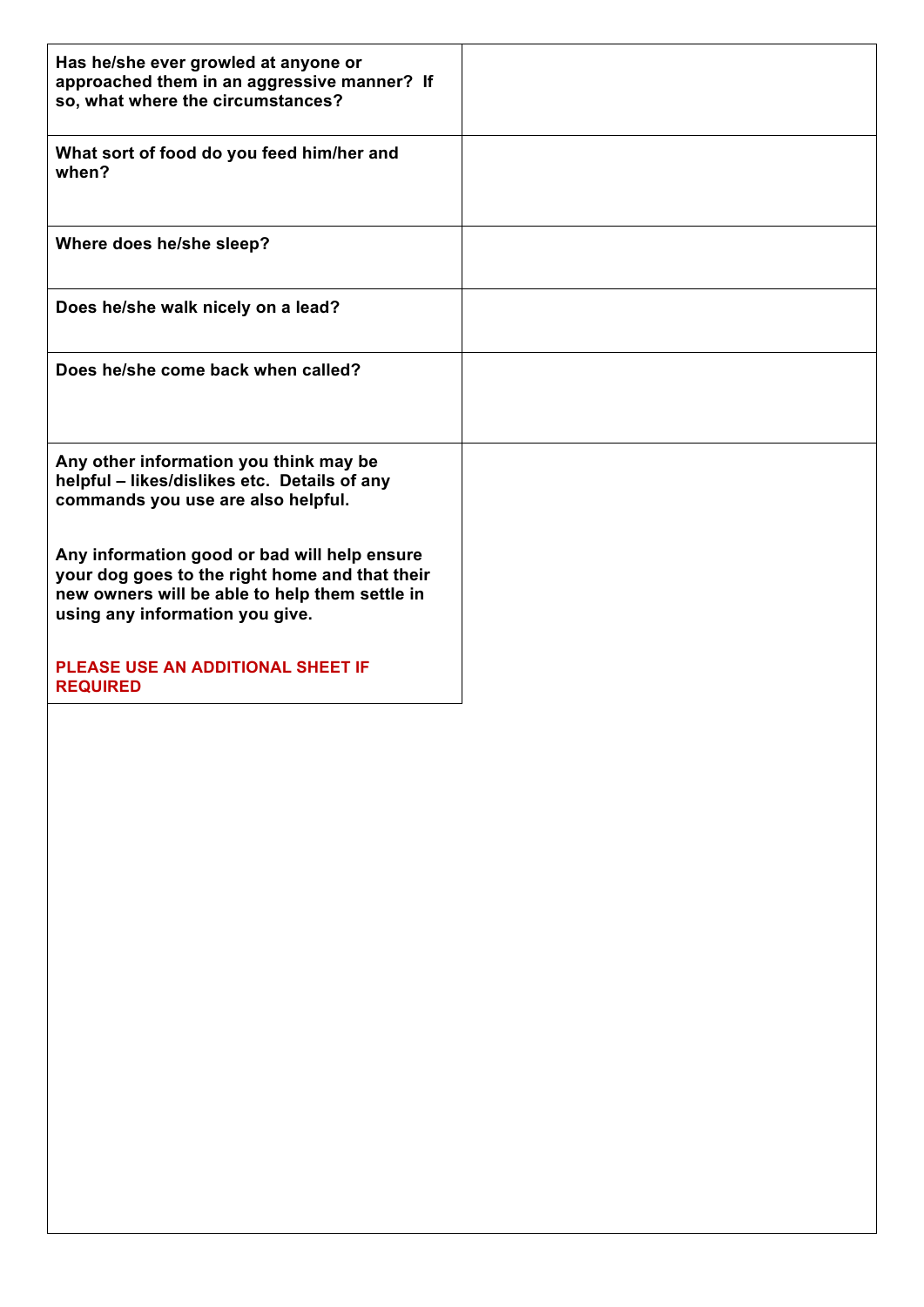| | |
|---|---|
| **Has he/she ever growled at anyone or approached them in an aggressive manner? If so, what where the circumstances?** | |
| **What sort of food do you feed him/her and when?** | |
| **Where does he/she sleep?** | |
| **Does he/she walk nicely on a lead?** | |
| **Does he/she come back when called?** | |
| **Any other information you think may be helpful – likes/dislikes etc. Details of any commands you use are also helpful.**<br><br>**Any information good or bad will help ensure your dog goes to the right home and that their new owners will be able to help them settle in using any information you give.**<br><br>**PLEASE USE AN ADDITIONAL SHEET IF REQUIRED** | |